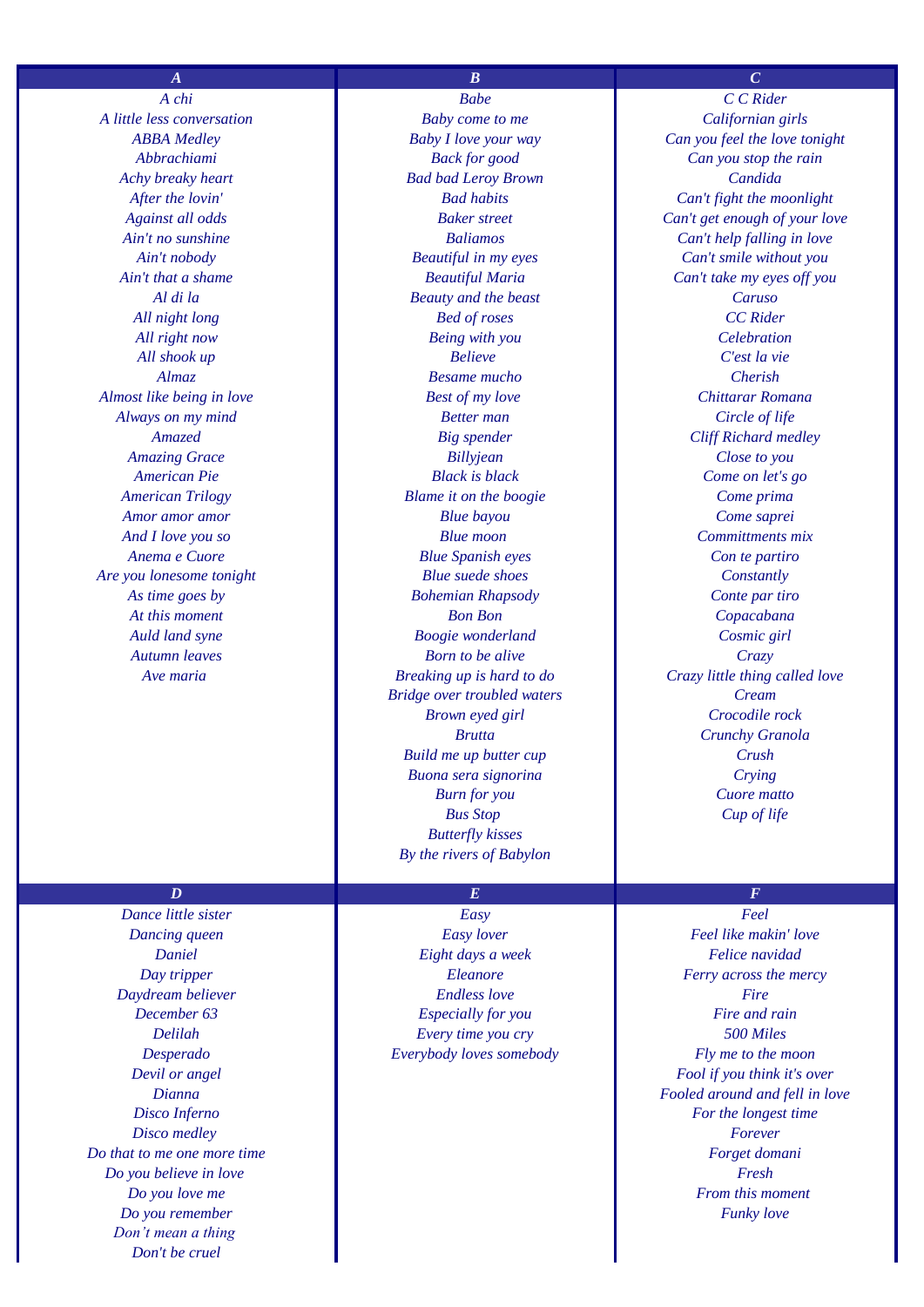| A | B | C |
|---|---|---|
| A chi | Babe | C C Rider |
| A little less conversation | Baby come to me | Californian girls |
| ABBA Medley | Baby I love your way | Can you feel the love tonight |
| Abbrachiami | Back for good | Can you stop the rain |
| Achy breaky heart | Bad bad Leroy Brown | Candida |
| After the lovin' | Bad habits | Can't fight the moonlight |
| Against all odds | Baker street | Can't get enough of your love |
| Ain't no sunshine | Baliamos | Can't help falling in love |
| Ain't nobody | Beautiful in my eyes | Can't smile without you |
| Ain't that a shame | Beautiful Maria | Can't take my eyes off you |
| Al di la | Beauty and the beast | Caruso |
| All night long | Bed of roses | CC Rider |
| All right now | Being with you | Celebration |
| All shook up | Believe | C'est la vie |
| Almaz | Besame mucho | Cherish |
| Almost like being in love | Best of my love | Chittarar Romana |
| Always on my mind | Better man | Circle of life |
| Amazed | Big spender | Cliff Richard medley |
| Amazing Grace | Billyjean | Close to you |
| American Pie | Black is black | Come on let's go |
| American Trilogy | Blame it on the boogie | Come prima |
| Amor amor amor | Blue bayou | Come saprei |
| And I love you so | Blue moon | Committments mix |
| Anema e Cuore | Blue Spanish eyes | Con te partiro |
| Are you lonesome tonight | Blue suede shoes | Constantly |
| As time goes by | Bohemian Rhapsody | Conte par tiro |
| At this moment | Bon Bon | Copacabana |
| Auld land syne | Boogie wonderland | Cosmic girl |
| Autumn leaves | Born to be alive | Crazy |
| Ave maria | Breaking up is hard to do | Crazy little thing called love |
| | Bridge over troubled waters | Cream |
| | Brown eyed girl | Crocodile rock |
| | Brutta | Crunchy Granola |
| | Build me up butter cup | Crush |
| | Buona sera signorina | Crying |
| | Burn for you | Cuore matto |
| | Bus Stop | Cup of life |
| | Butterfly kisses | |
| | By the rivers of Babylon | |

| D | E | F |
|---|---|---|
| Dance little sister | Easy | Feel |
| Dancing queen | Easy lover | Feel like makin' love |
| Daniel | Eight days a week | Felice navidad |
| Day tripper | Eleanore | Ferry across the mercy |
| Daydream believer | Endless love | Fire |
| December 63 | Especially for you | Fire and rain |
| Delilah | Every time you cry | 500 Miles |
| Desperado | Everybody loves somebody | Fly me to the moon |
| Devil or angel | | Fool if you think it's over |
| Dianna | | Fooled around and fell in love |
| Disco Inferno | | For the longest time |
| Disco medley | | Forever |
| Do that to me one more time | | Forget domani |
| Do you believe in love | | Fresh |
| Do you love me | | From this moment |
| Do you remember | | Funky love |
| Don't mean a thing | | |
| Don't be cruel | | |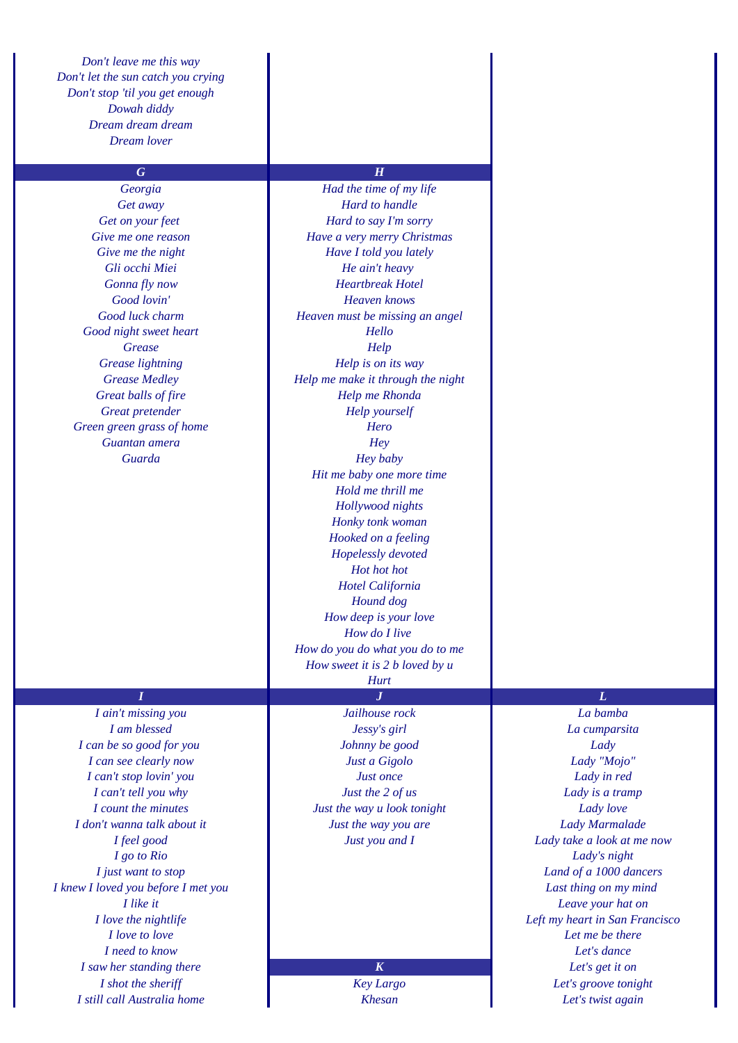*Don't leave me this way*
*Don't let the sun catch you crying*
*Don't stop 'til you get enough*
*Dowah diddy*
*Dream dream dream*
*Dream lover*

| G | H | |
|---|---|---|
| Georgia | Had the time of my life | |
| Get away | Hard to handle | |
| Get on your feet | Hard to say I'm sorry | |
| Give me one reason | Have a very merry Christmas | |
| Give me the night | Have I told you lately | |
| Gli occhi Miei | He ain't heavy | |
| Gonna fly now | Heartbreak Hotel | |
| Good lovin' | Heaven knows | |
| Good luck charm | Heaven must be missing an angel | |
| Good night sweet heart | Hello | |
| Grease | Help | |
| Grease lightning | Help is on its way | |
| Grease Medley | Help me make it through the night | |
| Great balls of fire | Help me Rhonda | |
| Great pretender | Help yourself | |
| Green green grass of home | Hero | |
| Guantan amera | Hey | |
| Guarda | Hey baby | |
| | Hit me baby one more time | |
| | Hold me thrill me | |
| | Hollywood nights | |
| | Honky tonk woman | |
| | Hooked on a feeling | |
| | Hopelessly devoted | |
| | Hot hot hot | |
| | Hotel California | |
| | Hound dog | |
| | How deep is your love | |
| | How do I live | |
| | How do you do what you do to me | |
| | How sweet it is 2 b loved by u | |
| | Hurt | |

| I | J | L |
|---|---|---|
| I ain't missing you | Jailhouse rock | La bamba |
| I am blessed | Jessy's girl | La cumparsita |
| I can be so good for you | Johnny be good | Lady |
| I can see clearly now | Just a Gigolo | Lady "Mojo" |
| I can't stop lovin' you | Just once | Lady in red |
| I can't tell you why | Just the 2 of us | Lady is a tramp |
| I count the minutes | Just the way u look tonight | Lady love |
| I don't wanna talk about it | Just the way you are | Lady Marmalade |
| I feel good | Just you and I | Lady take a look at me now |
| I go to Rio | | Lady's night |
| I just want to stop | | Land of a 1000 dancers |
| I knew I loved you before I met you | | Last thing on my mind |
| I like it | | Leave your hat on |
| I love the nightlife | | Left my heart in San Francisco |
| I love to love | | Let me be there |
| I need to know | | Let's dance |
| I saw her standing there | **K** | Let's get it on |
| I shot the sheriff | Key Largo | Let's groove tonight |
| I still call Australia home | Khesan | Let's twist again |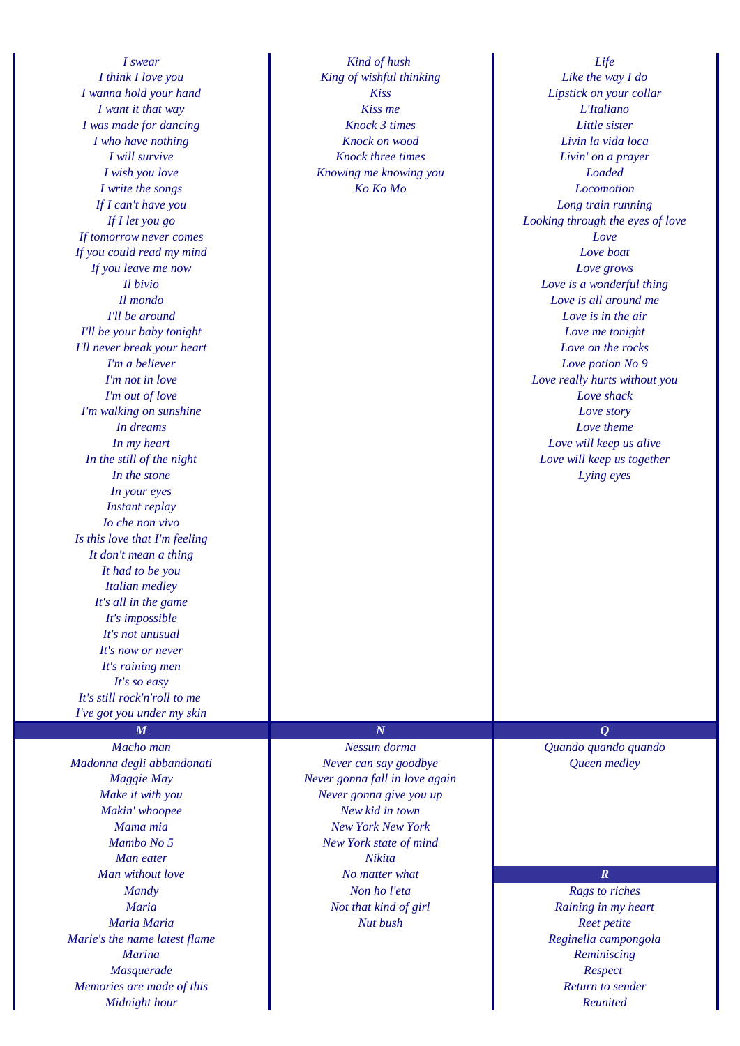| | | |
|---|---|---|
| *I swear* | *Kind of hush* | *Life* |
| *I think I love you* | *King of wishful thinking* | *Like the way I do* |
| *I wanna hold your hand* | *Kiss* | *Lipstick on your collar* |
| *I want it that way* | *Kiss me* | *L'Italiano* |
| *I was made for dancing* | *Knock 3 times* | *Little sister* |
| *I who have nothing* | *Knock on wood* | *Livin la vida loca* |
| *I will survive* | *Knock three times* | *Livin' on a prayer* |
| *I wish you love* | *Knowing me knowing you* | *Loaded* |
| *I write the songs* | *Ko Ko Mo* | *Locomotion* |
| *If I can't have you* | | *Long train running* |
| *If I let you go* | | *Looking through the eyes of love* |
| *If tomorrow never comes* | | *Love* |
| *If you could read my mind* | | *Love boat* |
| *If you leave me now* | | *Love grows* |
| *Il bivio* | | *Love is a wonderful thing* |
| *Il mondo* | | *Love is all around me* |
| *I'll be around* | | *Love is in the air* |
| *I'll be your baby tonight* | | *Love me tonight* |
| *I'll never break your heart* | | *Love on the rocks* |
| *I'm a believer* | | *Love potion No 9* |
| *I'm not in love* | | *Love really hurts without you* |
| *I'm out of love* | | *Love shack* |
| *I'm walking on sunshine* | | *Love story* |
| *In dreams* | | *Love theme* |
| *In my heart* | | *Love will keep us alive* |
| *In the still of the night* | | *Love will keep us together* |
| *In the stone* | | *Lying eyes* |
| *In your eyes* | | |
| *Instant replay* | | |
| *Io che non vivo* | | |
| *Is this love that I'm feeling* | | |
| *It don't mean a thing* | | |
| *It had to be you* | | |
| *Italian medley* | | |
| *It's all in the game* | | |
| *It's impossible* | | |
| *It's not unusual* | | |
| *It's now or never* | | |
| *It's raining men* | | |
| *It's so easy* | | |
| *It's still rock'n'roll to me* | | |
| *I've got you under my skin* | | |
| ***M*** | ***N*** | ***Q*** |
| *Macho man* | *Nessun dorma* | *Quando quando quando* |
| *Madonna degli abbandonati* | *Never can say goodbye* | *Queen medley* |
| *Maggie May* | *Never gonna fall in love again* | |
| *Make it with you* | *Never gonna give you up* | |
| *Makin' whoopee* | *New kid in town* | |
| *Mama mia* | *New York New York* | |
| *Mambo No 5* | *New York state of mind* | |
| *Man eater* | *Nikita* | |
| *Man without love* | *No matter what* | ***R*** |
| *Mandy* | *Non ho l'eta* | *Rags to riches* |
| *Maria* | *Not that kind of girl* | *Raining in my heart* |
| *Maria Maria* | *Nut bush* | *Reet petite* |
| *Marie's the name latest flame* | | *Reginella campongola* |
| *Marina* | | *Reminiscing* |
| *Masquerade* | | *Respect* |
| *Memories are made of this* | | *Return to sender* |
| *Midnight hour* | | *Reunited* |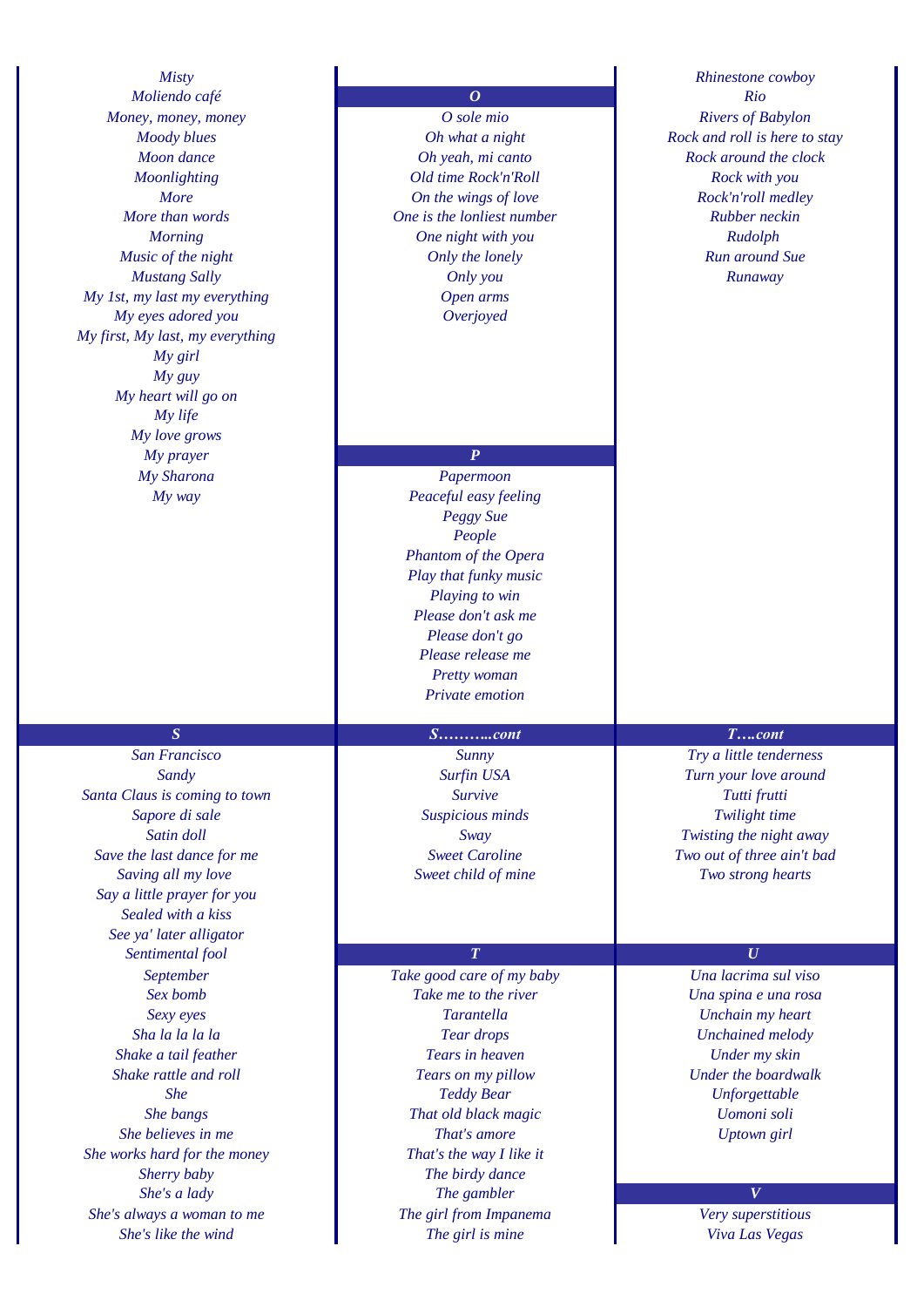Misty
Moliendo café
Money, money, money
Moody blues
Moon dance
Moonlighting
More
More than words
Morning
Music of the night
Mustang Sally
My 1st, my last my everything
My eyes adored you
My first, My last, my everything
My girl
My guy
My heart will go on
My life
My love grows
My prayer
My Sharona
My way

## O

O sole mio
Oh what a night
Oh yeah, mi canto
Old time Rock'n'Roll
On the wings of love
One is the lonliest number
One night with you
Only the lonely
Only you
Open arms
Overjoyed

## P

Papermoon
Peaceful easy feeling
Peggy Sue
People
Phantom of the Opera
Play that funky music
Playing to win
Please don't ask me
Please don't go
Please release me
Pretty woman
Private emotion

Rhinestone cowboy
Rio
Rivers of Babylon
Rock and roll is here to stay
Rock around the clock
Rock with you
Rock'n'roll medley
Rubber neckin
Rudolph
Run around Sue
Runaway

## S

San Francisco
Sandy
Santa Claus is coming to town
Sapore di sale
Satin doll
Save the last dance for me
Saving all my love
Say a little prayer for you
Sealed with a kiss
See ya' later alligator
Sentimental fool
September
Sex bomb
Sexy eyes
Sha la la la la
Shake a tail feather
Shake rattle and roll
She
She bangs
She believes in me
She works hard for the money
Sherry baby
She's a lady
She's always a woman to me
She's like the wind

## S………..cont

Sunny
Surfin USA
Survive
Suspicious minds
Sway
Sweet Caroline
Sweet child of mine

## T

Take good care of my baby
Take me to the river
Tarantella
Tear drops
Tears in heaven
Tears on my pillow
Teddy Bear
That old black magic
That's amore
That's the way I like it
The birdy dance
The gambler
The girl from Impanema
The girl is mine

## T….cont

Try a little tenderness
Turn your love around
Tutti frutti
Twilight time
Twisting the night away
Two out of three ain't bad
Two strong hearts

## U

Una lacrima sul viso
Una spina e una rosa
Unchain my heart
Unchained melody
Under my skin
Under the boardwalk
Unforgettable
Uomoni soli
Uptown girl

## V

Very superstitious
Viva Las Vegas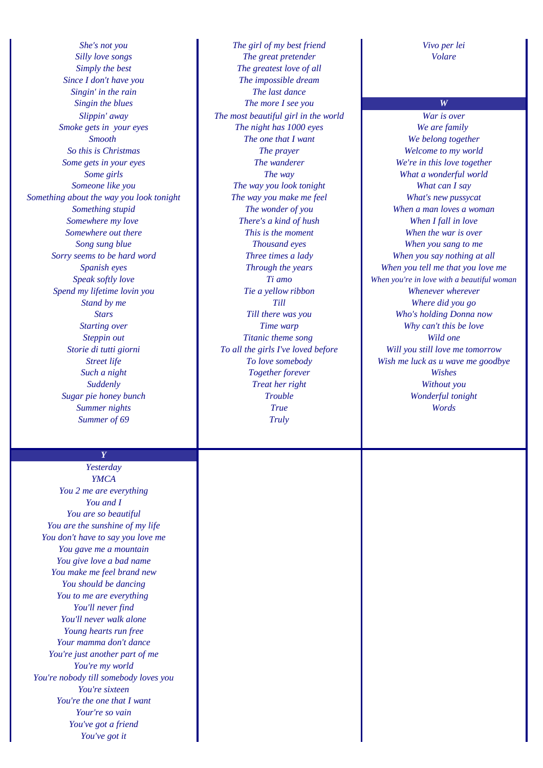*She's not you*
*Silly love songs*
*Simply the best*
*Since I don't have you*
*Singin' in the rain*
*Singin the blues*
*Slippin' away*
*Smoke gets in your eyes*
*Smooth*
*So this is Christmas*
*Some gets in your eyes*
*Some girls*
*Someone like you*
*Something about the way you look tonight*
*Something stupid*
*Somewhere my love*
*Somewhere out there*
*Song sung blue*
*Sorry seems to be hard word*
*Spanish eyes*
*Speak softly love*
*Spend my lifetime lovin you*
*Stand by me*
*Stars*
*Starting over*
*Steppin out*
*Storie di tutti giorni*
*Street life*
*Such a night*
*Suddenly*
*Sugar pie honey bunch*
*Summer nights*
*Summer of 69*

*The girl of my best friend*
*The great pretender*
*The greatest love of all*
*The impossible dream*
*The last dance*
*The more I see you*
*The most beautiful girl in the world*
*The night has 1000 eyes*
*The one that I want*
*The prayer*
*The wanderer*
*The way*
*The way you look tonight*
*The way you make me feel*
*The wonder of you*
*There's a kind of hush*
*This is the moment*
*Thousand eyes*
*Three times a lady*
*Through the years*
*Ti amo*
*Tie a yellow ribbon*
*Till*
*Till there was you*
*Time warp*
*Titanic theme song*
*To all the girls I've loved before*
*To love somebody*
*Together forever*
*Treat her right*
*Trouble*
*True*
*Truly*

*Vivo per lei*
*Volare*

## W

*War is over*
*We are family*
*We belong together*
*Welcome to my world*
*We're in this love together*
*What a wonderful world*
*What can I say*
*What's new pussycat*
*When a man loves a woman*
*When I fall in love*
*When the war is over*
*When you sang to me*
*When you say nothing at all*
*When you tell me that you love me*
*When you're in love with a beautiful woman*
*Whenever wherever*
*Where did you go*
*Who's holding Donna now*
*Why can't this be love*
*Wild one*
*Will you still love me tomorrow*
*Wish me luck as u wave me goodbye*
*Wishes*
*Without you*
*Wonderful tonight*
*Words*

## Y

*Yesterday*
*YMCA*
*You 2 me are everything*
*You and I*
*You are so beautiful*
*You are the sunshine of my life*
*You don't have to say you love me*
*You gave me a mountain*
*You give love a bad name*
*You make me feel brand new*
*You should be dancing*
*You to me are everything*
*You'll never find*
*You'll never walk alone*
*Young hearts run free*
*Your mamma don't dance*
*You're just another part of me*
*You're my world*
*You're nobody till somebody loves you*
*You're sixteen*
*You're the one that I want*
*Your're so vain*
*You've got a friend*
*You've got it*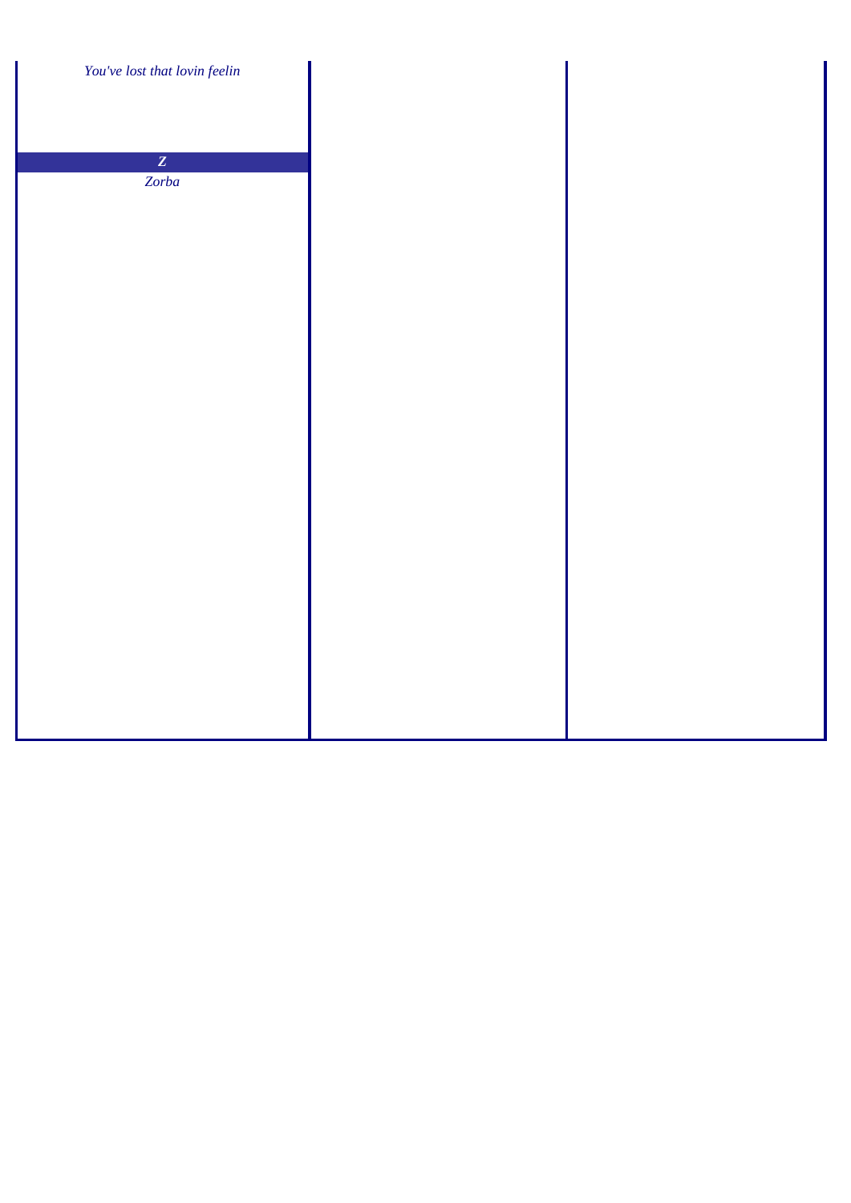*You've lost that lovin feelin*

**Z**

*Zorba*